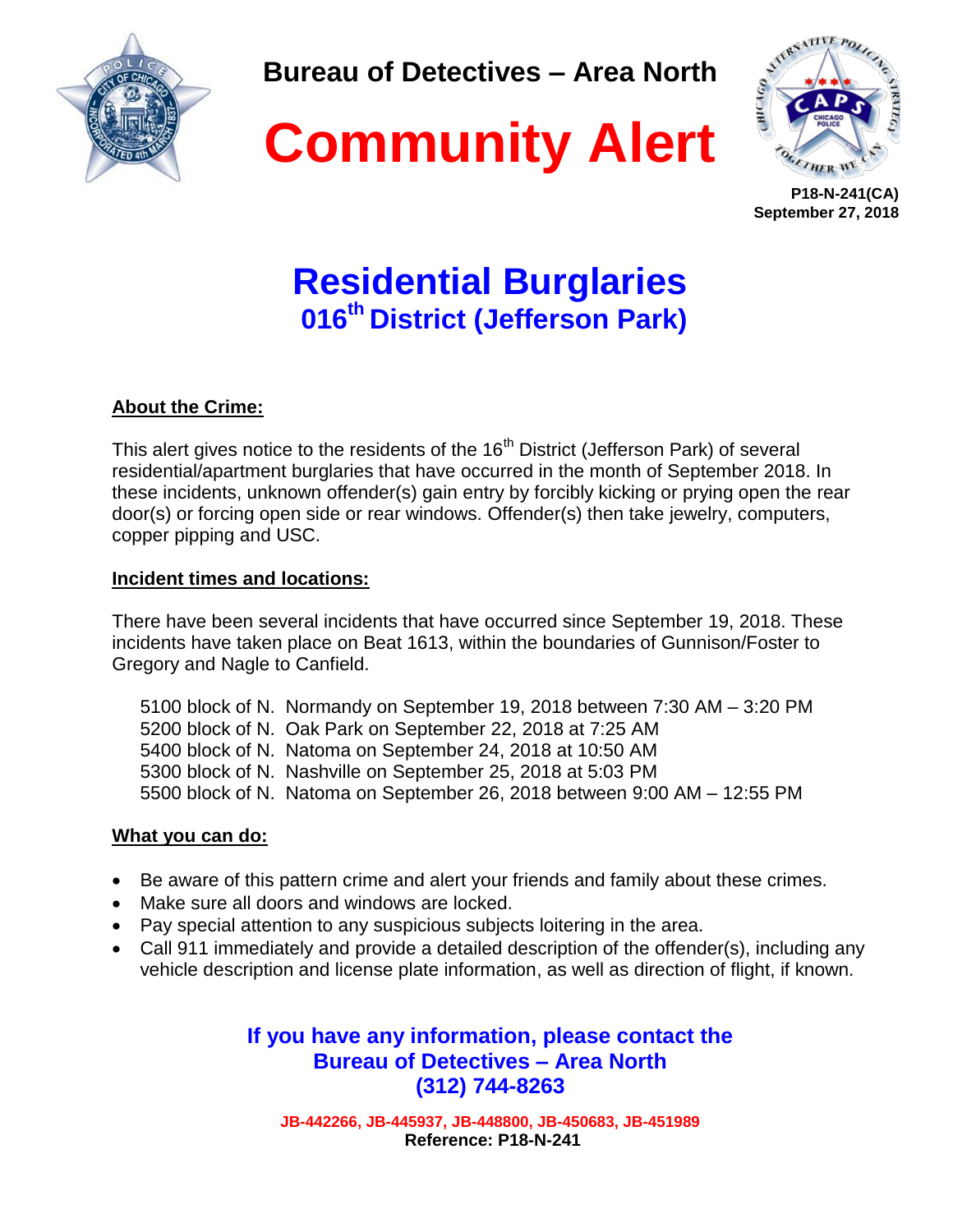Bureau of Detectives – Area North

# Community Alert

**P18-N-241(CA)**
**September 27, 2018**

## Residential Burglaries
### 016th District (Jefferson Park)

**About the Crime:**

This alert gives notice to the residents of the 16th District (Jefferson Park) of several residential/apartment burglaries that have occurred in the month of September 2018. In these incidents, unknown offender(s) gain entry by forcibly kicking or prying open the rear door(s) or forcing open side or rear windows. Offender(s) then take jewelry, computers, copper pipping and USC.

**Incident times and locations:**

There have been several incidents that have occurred since September 19, 2018. These incidents have taken place on Beat 1613, within the boundaries of Gunnison/Foster to Gregory and Nagle to Canfield.

5100 block of N. Normandy on September 19, 2018 between 7:30 AM – 3:20 PM
5200 block of N. Oak Park on September 22, 2018 at 7:25 AM
5400 block of N. Natoma on September 24, 2018 at 10:50 AM
5300 block of N. Nashville on September 25, 2018 at 5:03 PM
5500 block of N. Natoma on September 26, 2018 between 9:00 AM – 12:55 PM

**What you can do:**

- Be aware of this pattern crime and alert your friends and family about these crimes.
- Make sure all doors and windows are locked.
- Pay special attention to any suspicious subjects loitering in the area.
- Call 911 immediately and provide a detailed description of the offender(s), including any vehicle description and license plate information, as well as direction of flight, if known.

**If you have any information, please contact the Bureau of Detectives – Area North (312) 744-8263**

**JB-442266, JB-445937, JB-448800, JB-450683, JB-451989**
**Reference: P18-N-241**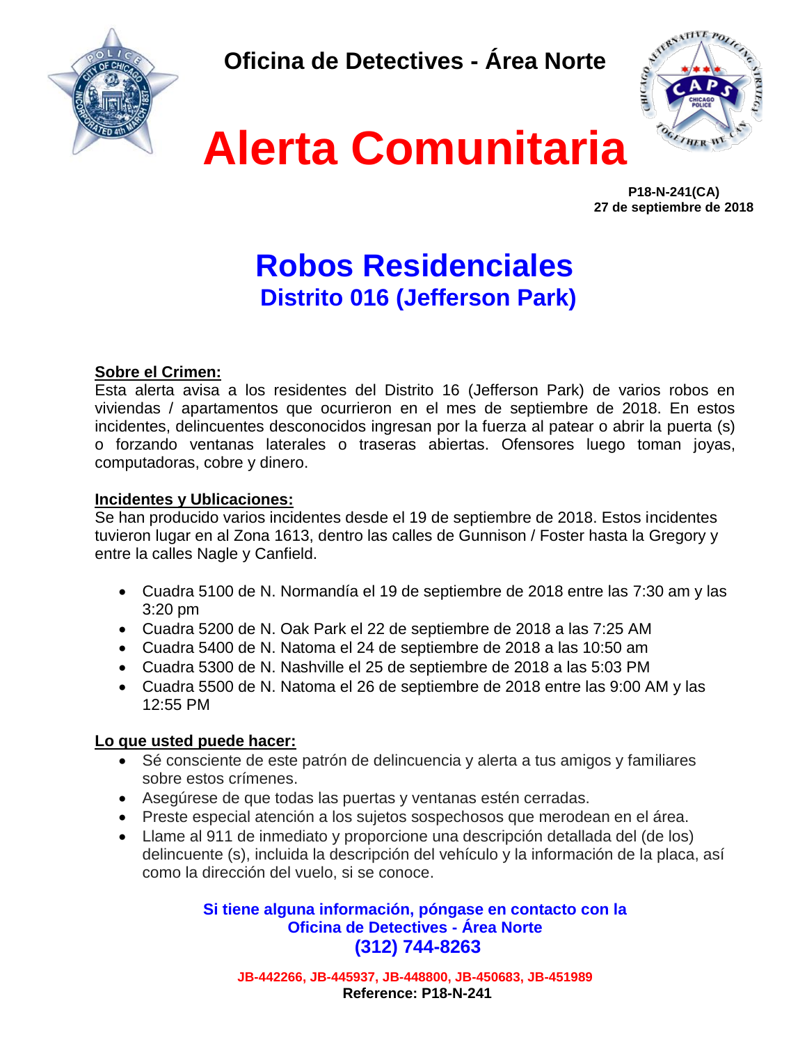**Oficina de Detectives - Área Norte**

# Alerta Comunitaria

**P18-N-241(CA)**
**27 de septiembre de 2018**

## Robos Residenciales

### Distrito 016 (Jefferson Park)

**Sobre el Crimen:**

Esta alerta avisa a los residentes del Distrito 16 (Jefferson Park) de varios robos en viviendas / apartamentos que ocurrieron en el mes de septiembre de 2018. En estos incidentes, delincuentes desconocidos ingresan por la fuerza al patear o abrir la puerta (s) o forzando ventanas laterales o traseras abiertas. Ofensores luego toman joyas, computadoras, cobre y dinero.

**Incidentes y Ublicaciones:**

Se han producido varios incidentes desde el 19 de septiembre de 2018. Estos incidentes tuvieron lugar en al Zona 1613, dentro las calles de Gunnison / Foster hasta la Gregory y entre la calles Nagle y Canfield.

- Cuadra 5100 de N. Normandía el 19 de septiembre de 2018 entre las 7:30 am y las 3:20 pm
- Cuadra 5200 de N. Oak Park el 22 de septiembre de 2018 a las 7:25 AM
- Cuadra 5400 de N. Natoma el 24 de septiembre de 2018 a las 10:50 am
- Cuadra 5300 de N. Nashville el 25 de septiembre de 2018 a las 5:03 PM
- Cuadra 5500 de N. Natoma el 26 de septiembre de 2018 entre las 9:00 AM y las 12:55 PM

**Lo que usted puede hacer:**

- Sé consciente de este patrón de delincuencia y alerta a tus amigos y familiares sobre estos crímenes.
- Asegúrese de que todas las puertas y ventanas estén cerradas.
- Preste especial atención a los sujetos sospechosos que merodean en el área.
- Llame al 911 de inmediato y proporcione una descripción detallada del (de los) delincuente (s), incluida la descripción del vehículo y la información de la placa, así como la dirección del vuelo, si se conoce.

**Si tiene alguna información, póngase en contacto con la**
**Oficina de Detectives - Área Norte**
**(312) 744-8263**

**JB-442266, JB-445937, JB-448800, JB-450683, JB-451989**
**Reference: P18-N-241**